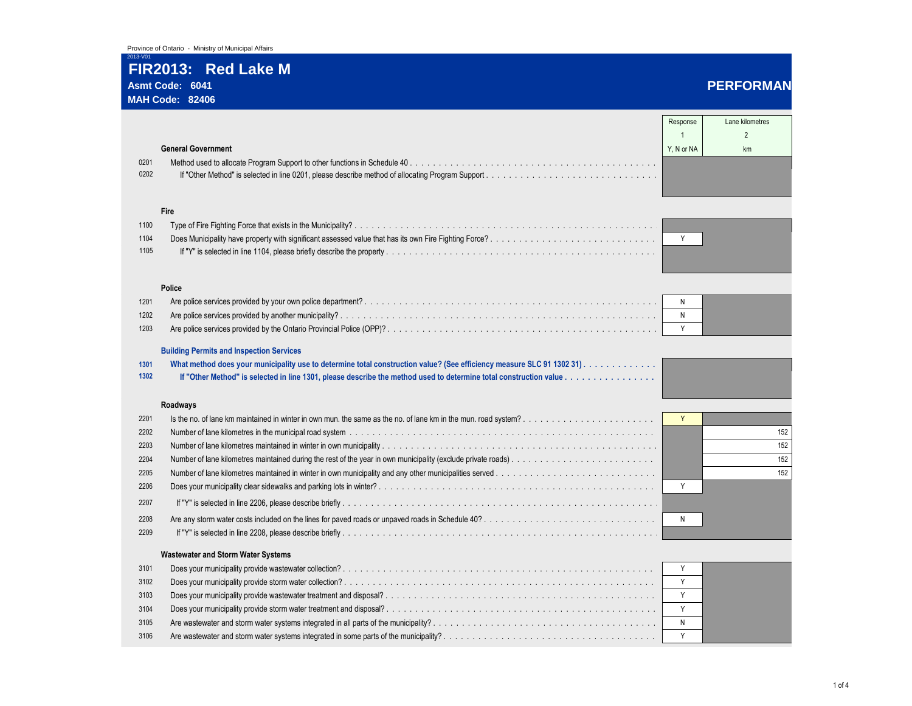Province of Ontario - Ministry of Municipal Affairs

2013-V01

# FIR2013: Red Lake M

**Asmt Code: 6041**

**MAH Code: 82406**

## PERFORMAN

| Line | Description | Response | Lane kilometres |
|---|---|---|---|
| | | 1 | 2 |
| | **General Government** | Y, N or NA | km |
| 0201 | Method used to allocate Program Support to other functions in Schedule 40 | | |
| 0202 | If "Other Method" is selected in line 0201, please describe method of allocating Program Support | | |
| | **Fire** | | |
| 1100 | Type of Fire Fighting Force that exists in the Municipality? | | |
| 1104 | Does Municipality have property with significant assessed value that has its own Fire Fighting Force? | Y | |
| 1105 | If "Y" is selected in line 1104, please briefly describe the property | | |
| | **Police** | | |
| 1201 | Are police services provided by your own police department? | N | |
| 1202 | Are police services provided by another municipality? | N | |
| 1203 | Are police services provided by the Ontario Provincial Police (OPP)? | Y | |
| | **Building Permits and Inspection Services** | | |
| 1301 | **What method does your municipality use to determine total construction value? (See efficiency measure SLC 91 1302 31)** | | |
| 1302 | **If "Other Method" is selected in line 1301, please describe the method used to determine total construction value** | | |
| | **Roadways** | | |
| 2201 | Is the no. of lane km maintained in winter in own mun. the same as the no. of lane km in the mun. road system? | Y | |
| 2202 | Number of lane kilometres in the municipal road system | | 152 |
| 2203 | Number of lane kilometres maintained in winter in own municipality | | 152 |
| 2204 | Number of lane kilometres maintained during the rest of the year in own municipality (exclude private roads) | | 152 |
| 2205 | Number of lane kilometres maintained in winter in own municipality and any other municipalities served | | 152 |
| 2206 | Does your municipality clear sidewalks and parking lots in winter? | Y | |
| 2207 | If "Y" is selected in line 2206, please describe briefly | | |
| 2208 | Are any storm water costs included on the lines for paved roads or unpaved roads in Schedule 40? | N | |
| 2209 | If "Y" is selected in line 2208, please describe briefly | | |
| | **Wastewater and Storm Water Systems** | | |
| 3101 | Does your municipality provide wastewater collection? | Y | |
| 3102 | Does your municipality provide storm water collection? | Y | |
| 3103 | Does your municipality provide wastewater treatment and disposal? | Y | |
| 3104 | Does your municipality provide storm water treatment and disposal? | Y | |
| 3105 | Are wastewater and storm water systems integrated in all parts of the municipality? | N | |
| 3106 | Are wastewater and storm water systems integrated in some parts of the municipality? | Y | |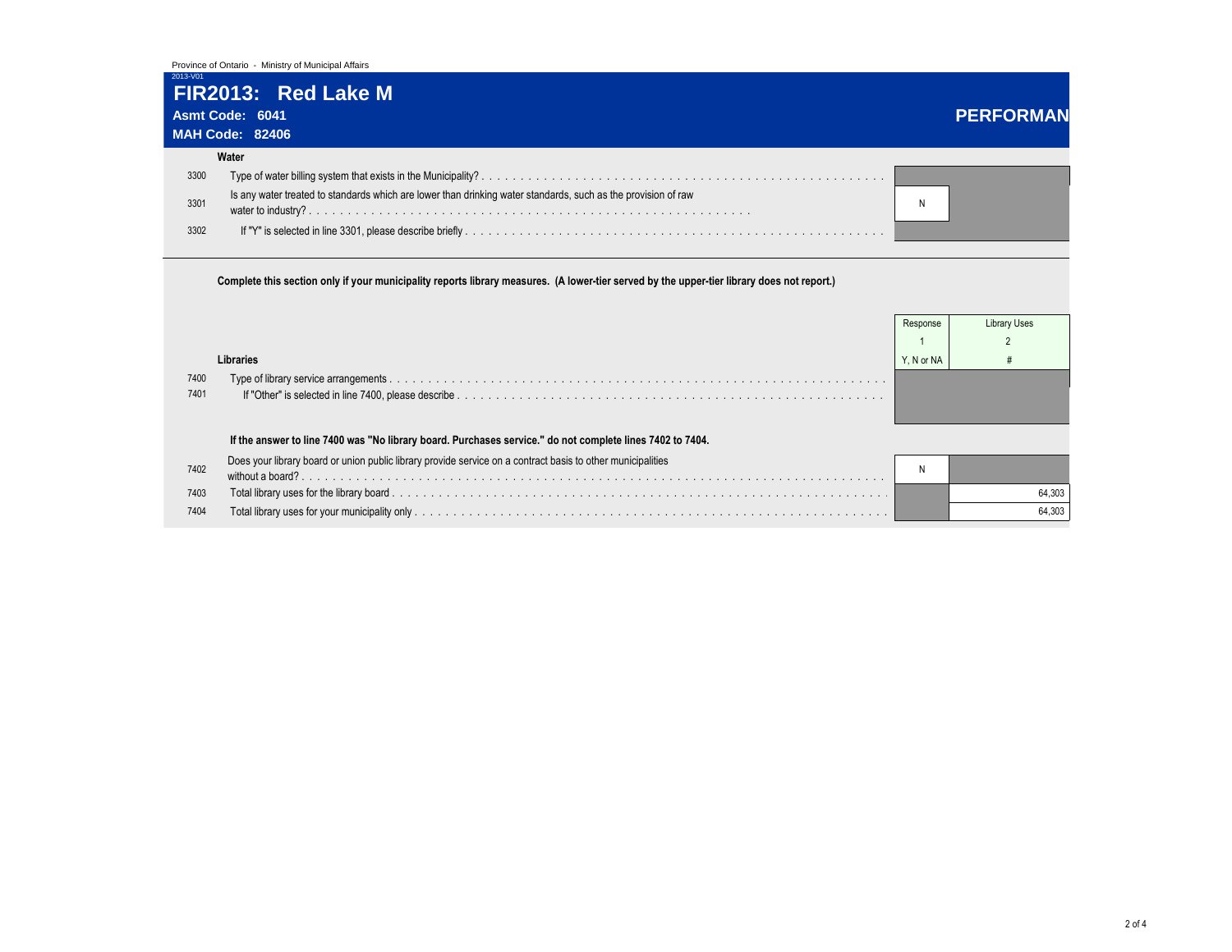Province of Ontario - Ministry of Municipal Affairs

2013-V01

# FIR2013: Red Lake M

**Asmt Code: 6041**

**MAH Code: 82406**

## PERFORMAN

### Water

| Line | Description | | |
|---|---|---|---|
| 3300 | Type of water billing system that exists in the Municipality? | | |
| 3301 | Is any water treated to standards which are lower than drinking water standards, such as the provision of raw water to industry? | N | |
| 3302 | If "Y" is selected in line 3301, please describe briefly | | |

**Complete this section only if your municipality reports library measures. (A lower-tier served by the upper-tier library does not report.)**

| Line | Libraries | Response | Library Uses |
|---|---|---|---|
| | | 1 | 2 |
| | | Y, N or NA | # |
| 7400 | Type of library service arrangements | | |
| 7401 | If "Other" is selected in line 7400, please describe | | |
| | **If the answer to line 7400 was "No library board. Purchases service." do not complete lines 7402 to 7404.** | | |
| 7402 | Does your library board or union public library provide service on a contract basis to other municipalities without a board? | N | |
| 7403 | Total library uses for the library board | | 64,303 |
| 7404 | Total library uses for your municipality only | | 64,303 |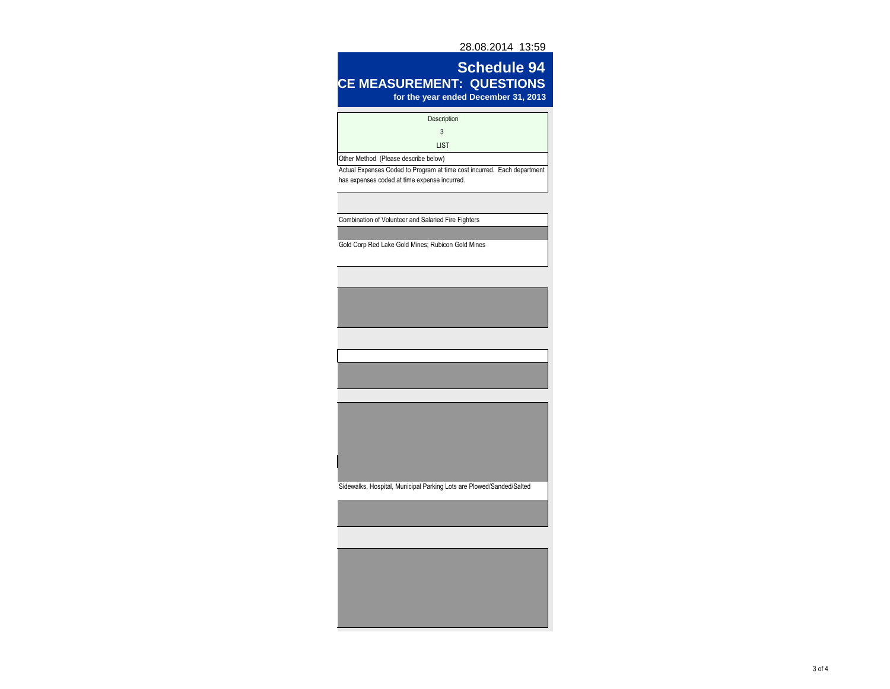28.08.2014 13:59

# Schedule 94
## CE MEASUREMENT: QUESTIONS
**for the year ended December 31, 2013**

| Description |
|---|
| 3 |
| LIST |
| Other Method (Please describe below) |
| Actual Expenses Coded to Program at time cost incurred. Each department has expenses coded at time expense incurred. |
| |
| Combination of Volunteer and Salaried Fire Fighters |
| |
| Gold Corp Red Lake Gold Mines; Rubicon Gold Mines |
| |
| |
| |
| |
| |
| |
| Sidewalks, Hospital, Municipal Parking Lots are Plowed/Sanded/Salted |
| |
| |
| |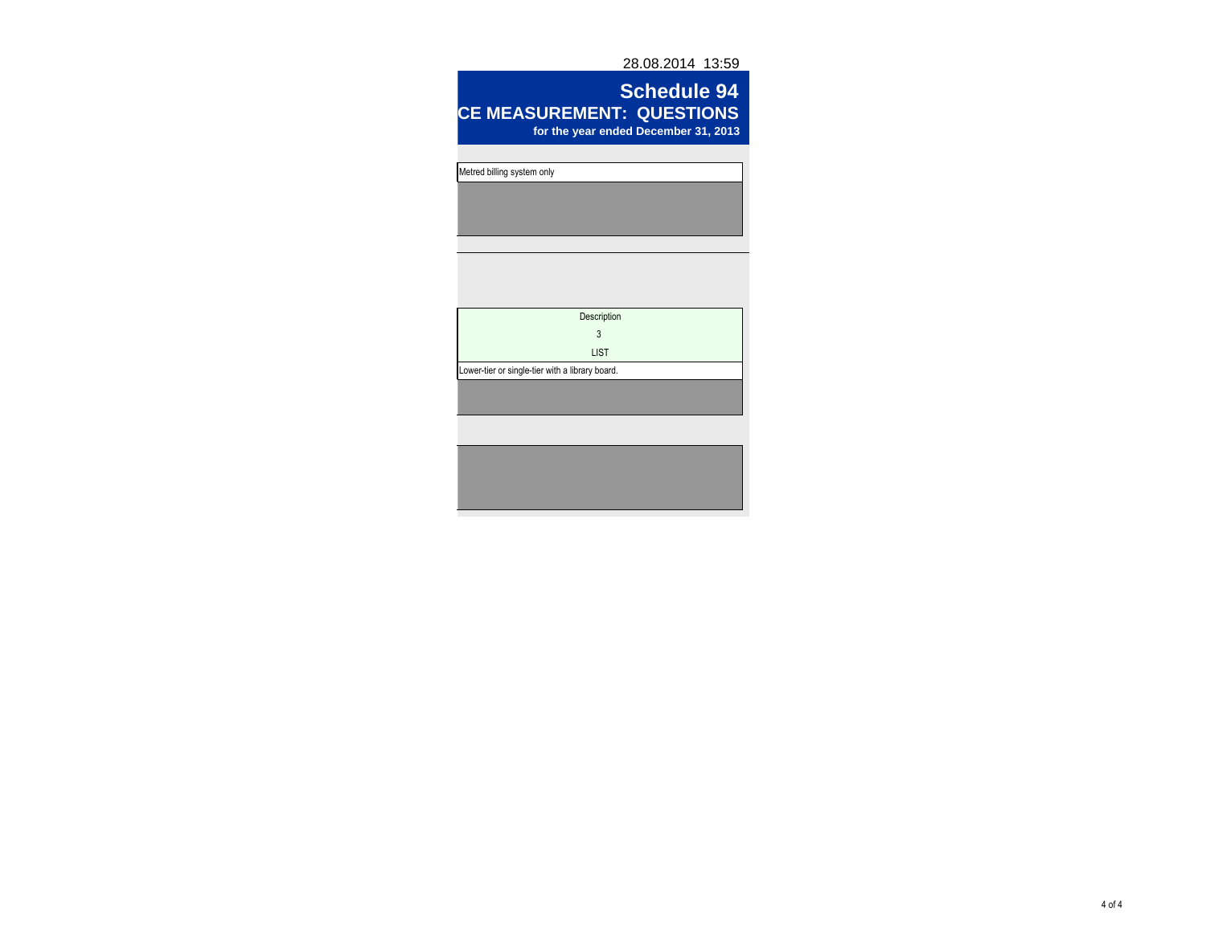28.08.2014 13:59

# Schedule 94

## CE MEASUREMENT: QUESTIONS

**for the year ended December 31, 2013**

Metred billing system only

| Description |
|---|
| 3 |
| LIST |
| Lower-tier or single-tier with a library board. |